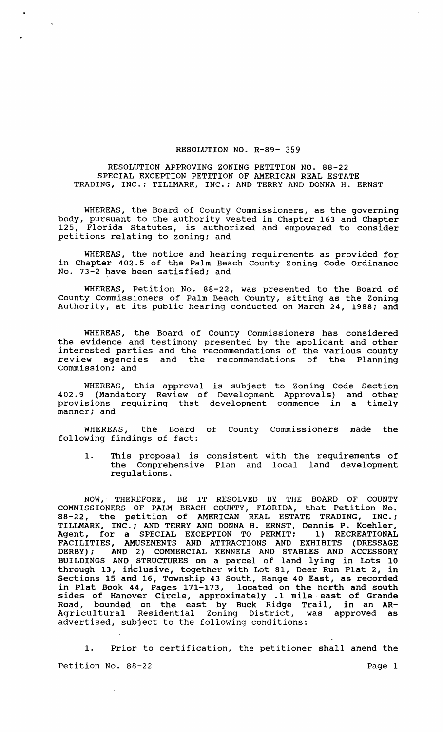RESOLUTION NO. R-89- 359

RESOLUTION APPROVING ZONING PETITION NO. 88-22
SPECIAL EXCEPTION PETITION OF AMERICAN REAL ESTATE
TRADING, INC.; TILLMARK, INC.; AND TERRY AND DONNA H. ERNST

WHEREAS, the Board of County Commissioners, as the governing body, pursuant to the authority vested in Chapter 163 and Chapter 125, Florida Statutes, is authorized and empowered to consider petitions relating to zoning; and

WHEREAS, the notice and hearing requirements as provided for in Chapter 402.5 of the Palm Beach County Zoning Code Ordinance No. 73-2 have been satisfied; and

WHEREAS, Petition No. 88-22, was presented to the Board of County Commissioners of Palm Beach County, sitting as the Zoning Authority, at its public hearing conducted on March 24, 1988; and

WHEREAS, the Board of County Commissioners has considered the evidence and testimony presented by the applicant and other interested parties and the recommendations of the various county review agencies and the recommendations of the Planning Commission; and

WHEREAS, this approval is subject to Zoning Code Section 402.9 (Mandatory Review of Development Approvals) and other provisions requiring that development commence in a timely manner; and

WHEREAS, the Board of County Commissioners made the following findings of fact:

1. This proposal is consistent with the requirements of the Comprehensive Plan and local land development regulations.

NOW, THEREFORE, BE IT RESOLVED BY THE BOARD OF COUNTY COMMISSIONERS OF PALM BEACH COUNTY, FLORIDA, that Petition No. 88-22, the petition of AMERICAN REAL ESTATE TRADING, INC.; TILLMARK, INC.; AND TERRY AND DONNA H. ERNST, Dennis P. Koehler, Agent, for a SPECIAL EXCEPTION TO PERMIT; 1) RECREATIONAL FACILITIES, AMUSEMENTS AND ATTRACTIONS AND EXHIBITS (DRESSAGE DERBY); AND 2) COMMERCIAL KENNELS AND STABLES AND ACCESSORY BUILDINGS AND STRUCTURES on a parcel of land lying in Lots 10 through 13, inclusive, together with Lot 81, Deer Run Plat 2, in Sections 15 and 16, Township 43 South, Range 40 East, as recorded in Plat Book 44, Pages 171-173, located on the north and south sides of Hanover Circle, approximately .1 mile east of Grande Road, bounded on the east by Buck Ridge Trail, in an AR-Agricultural Residential Zoning District, was approved as advertised, subject to the following conditions:

1. Prior to certification, the petitioner shall amend the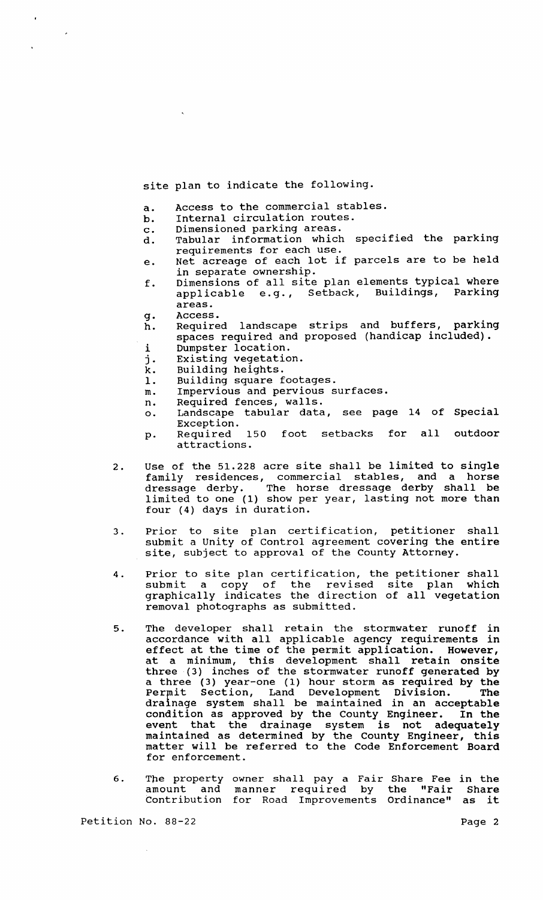site plan to indicate the following.

a. Access to the commercial stables.
b. Internal circulation routes.
c. Dimensioned parking areas.
d. Tabular information which specified the parking requirements for each use.
e. Net acreage of each lot if parcels are to be held in separate ownership.
f. Dimensions of all site plan elements typical where applicable e.g., Setback, Buildings, Parking areas.
g. Access.
h. Required landscape strips and buffers, parking spaces required and proposed (handicap included).
i Dumpster location.
j. Existing vegetation.
k. Building heights.
l. Building square footages.
m. Impervious and pervious surfaces.
n. Required fences, walls.
o. Landscape tabular data, see page 14 of Special Exception.
p. Required 150 foot setbacks for all outdoor attractions.

2. Use of the 51.228 acre site shall be limited to single family residences, commercial stables, and a horse dressage derby. The horse dressage derby shall be limited to one (1) show per year, lasting not more than four (4) days in duration.

3. Prior to site plan certification, petitioner shall submit a Unity of Control agreement covering the entire site, subject to approval of the County Attorney.

4. Prior to site plan certification, the petitioner shall submit a copy of the revised site plan which graphically indicates the direction of all vegetation removal photographs as submitted.

5. The developer shall retain the stormwater runoff in accordance with all applicable agency requirements in effect at the time of the permit application. However, at a minimum, this development shall retain onsite three (3) inches of the stormwater runoff generated by a three (3) year-one (1) hour storm as required by the Permit Section, Land Development Division. The drainage system shall be maintained in an acceptable condition as approved by the County Engineer. In the event that the drainage system is not adequately maintained as determined by the County Engineer, this matter will be referred to the Code Enforcement Board for enforcement.

6. The property owner shall pay a Fair Share Fee in the amount and manner required by the "Fair Share Contribution for Road Improvements Ordinance" as it

Petition No. 88-22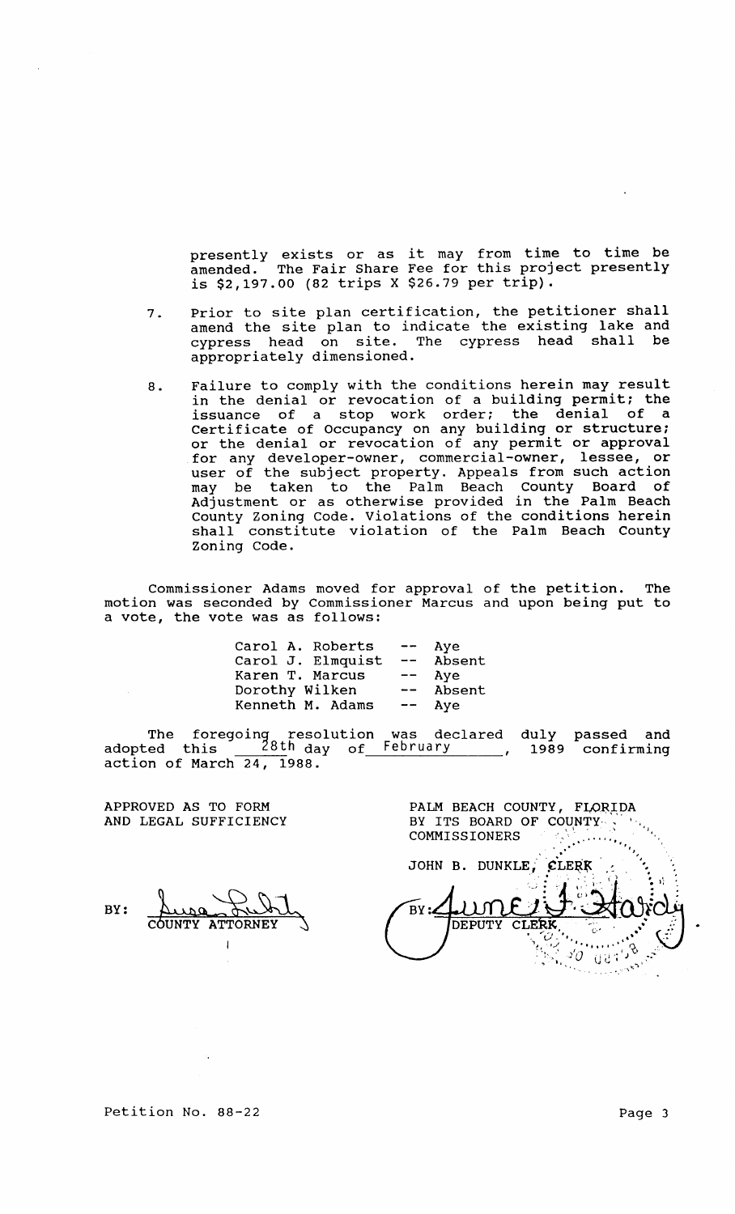presently exists or as it may from time to time be amended. The Fair Share Fee for this project presently is $2,197.00 (82 trips X $26.79 per trip).

7. Prior to site plan certification, the petitioner shall amend the site plan to indicate the existing lake and cypress head on site. The cypress head shall be appropriately dimensioned.

8. Failure to comply with the conditions herein may result in the denial or revocation of a building permit; the issuance of a stop work order; the denial of a Certificate of Occupancy on any building or structure; or the denial or revocation of any permit or approval for any developer-owner, commercial-owner, lessee, or user of the subject property. Appeals from such action may be taken to the Palm Beach County Board of Adjustment or as otherwise provided in the Palm Beach County Zoning Code. Violations of the conditions herein shall constitute violation of the Palm Beach County Zoning Code.

Commissioner Adams moved for approval of the petition. The motion was seconded by Commissioner Marcus and upon being put to a vote, the vote was as follows:

| | | |
|---|---|---|
| Carol A. Roberts | -- | Aye |
| Carol J. Elmquist | -- | Absent |
| Karen T. Marcus | -- | Aye |
| Dorothy Wilken | -- | Absent |
| Kenneth M. Adams | -- | Aye |

The foregoing resolution was declared duly passed and adopted this 28th day of February, 1989 confirming action of March 24, 1988.

APPROVED AS TO FORM
AND LEGAL SUFFICIENCY

BY: COUNTY ATTORNEY

PALM BEACH COUNTY, FLORIDA
BY ITS BOARD OF COUNTY
COMMISSIONERS

JOHN B. DUNKLE, CLERK

BY: DEPUTY CLERK

Petition No. 88-22